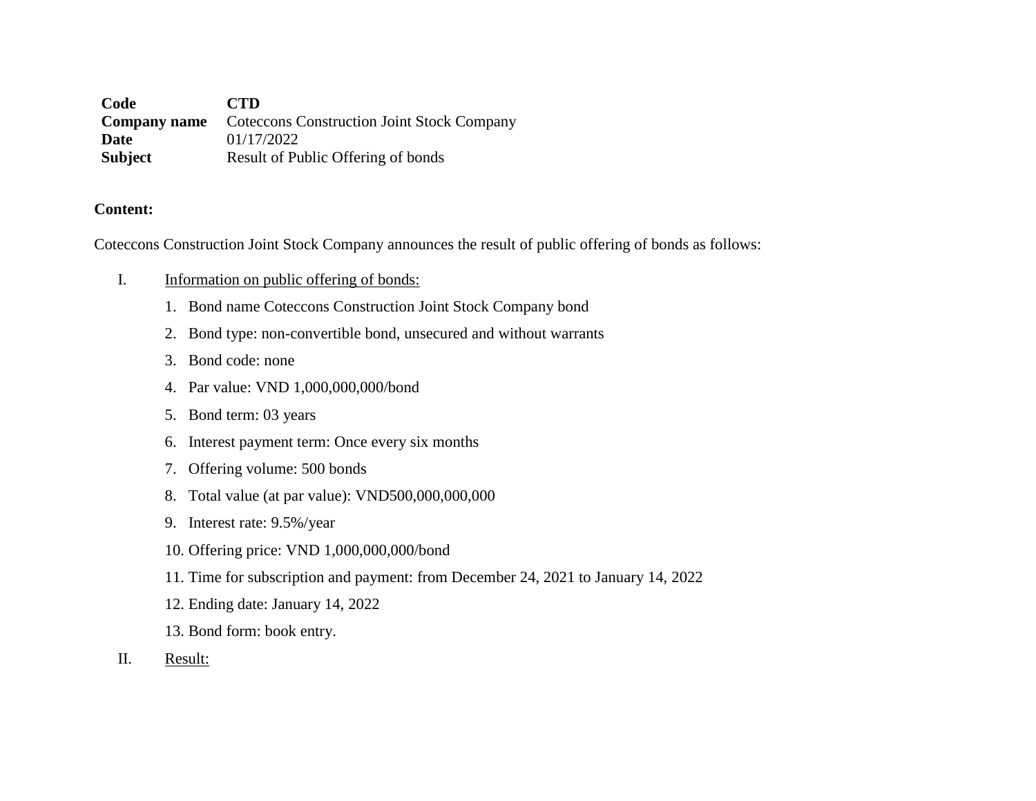| **Code** | **CTD** |
|---|---|
| **Company name** | Coteccons Construction Joint Stock Company |
| **Date** | 01/17/2022 |
| **Subject** | Result of Public Offering of bonds |

**Content:**

Coteccons Construction Joint Stock Company announces the result of public offering of bonds as follows:

I. Information on public offering of bonds:

1. Bond name Coteccons Construction Joint Stock Company bond
2. Bond type: non-convertible bond, unsecured and without warrants
3. Bond code: none
4. Par value: VND 1,000,000,000/bond
5. Bond term: 03 years
6. Interest payment term: Once every six months
7. Offering volume: 500 bonds
8. Total value (at par value): VND500,000,000,000
9. Interest rate: 9.5%/year
10. Offering price: VND 1,000,000,000/bond
11. Time for subscription and payment: from December 24, 2021 to January 14, 2022
12. Ending date: January 14, 2022
13. Bond form: book entry.

II. Result: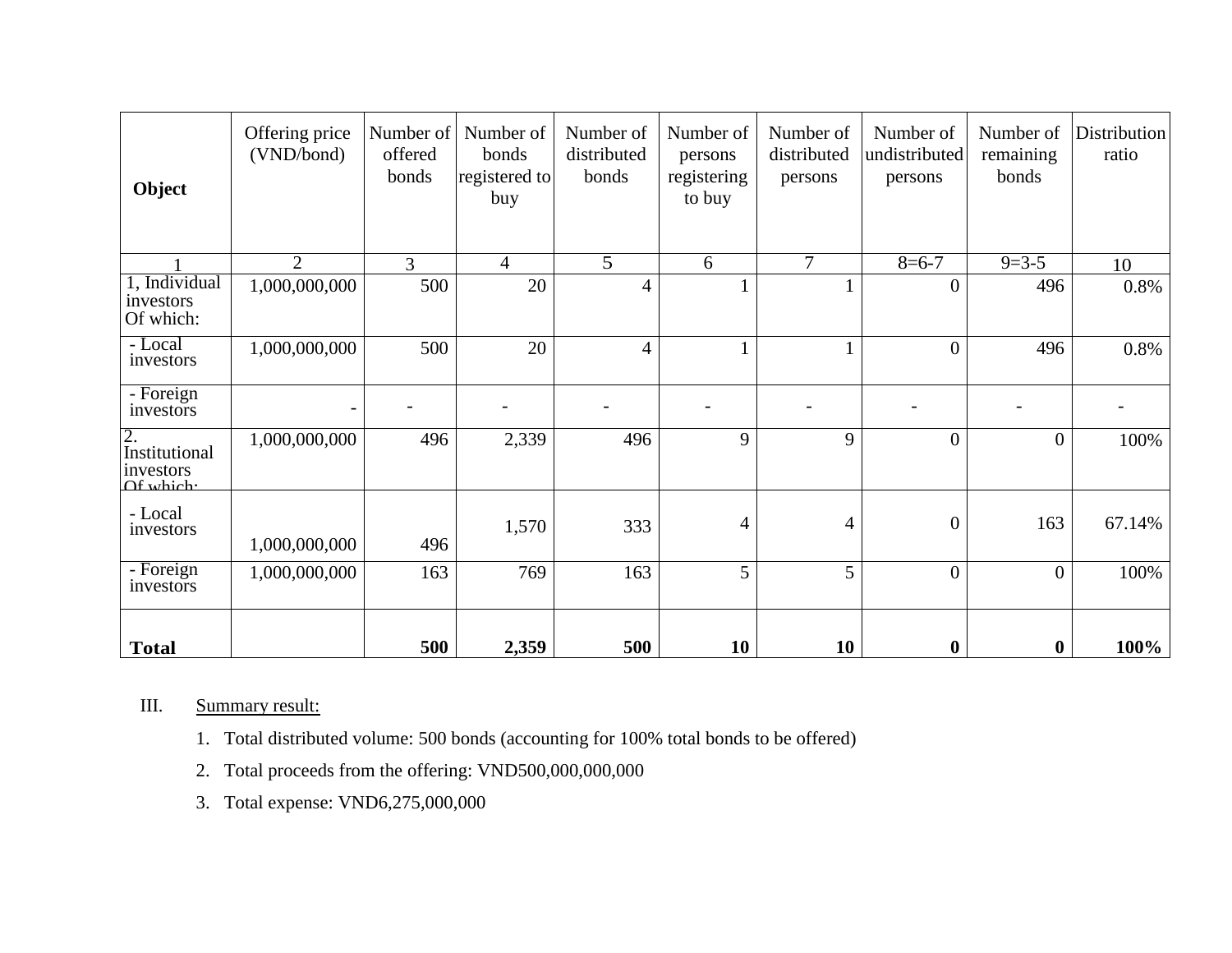| Object | Offering price (VND/bond) | Number of offered bonds | Number of bonds registered to buy | Number of distributed bonds | Number of persons registering to buy | Number of distributed persons | Number of undistributed persons | Number of remaining bonds | Distribution ratio |
|---|---|---|---|---|---|---|---|---|---|
| 1 | 2 | 3 | 4 | 5 | 6 | 7 | 8=6-7 | 9=3-5 | 10 |
| 1, Individual investors Of which: | 1,000,000,000 | 500 | 20 | 4 | 1 | 1 | 0 | 496 | 0.8% |
| - Local investors | 1,000,000,000 | 500 | 20 | 4 | 1 | 1 | 0 | 496 | 0.8% |
| - Foreign investors | - | - | - | - | - | - | - | - | - |
| 2. Institutional investors Of which: | 1,000,000,000 | 496 | 2,339 | 496 | 9 | 9 | 0 | 0 | 100% |
| - Local investors | 1,000,000,000 | 496 | 1,570 | 333 | 4 | 4 | 0 | 163 | 67.14% |
| - Foreign investors | 1,000,000,000 | 163 | 769 | 163 | 5 | 5 | 0 | 0 | 100% |
| **Total** | | **500** | **2,359** | **500** | **10** | **10** | **0** | **0** | **100%** |

III. Summary result:

1. Total distributed volume: 500 bonds (accounting for 100% total bonds to be offered)
2. Total proceeds from the offering: VND500,000,000,000
3. Total expense: VND6,275,000,000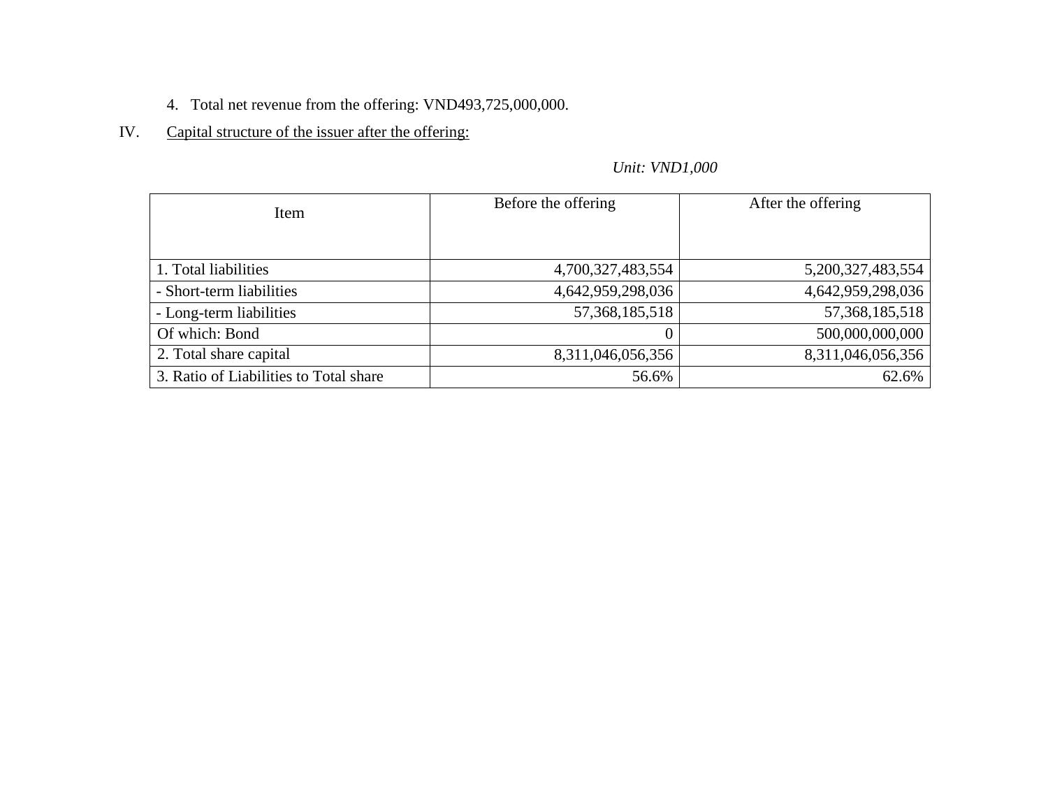4. Total net revenue from the offering: VND493,725,000,000.

IV. Capital structure of the issuer after the offering:

*Unit: VND1,000*

| Item | Before the offering | After the offering |
| --- | --- | --- |
| 1. Total liabilities | 4,700,327,483,554 | 5,200,327,483,554 |
| - Short-term liabilities | 4,642,959,298,036 | 4,642,959,298,036 |
| - Long-term liabilities | 57,368,185,518 | 57,368,185,518 |
| Of which: Bond | 0 | 500,000,000,000 |
| 2. Total share capital | 8,311,046,056,356 | 8,311,046,056,356 |
| 3. Ratio of Liabilities to Total share | 56.6% | 62.6% |